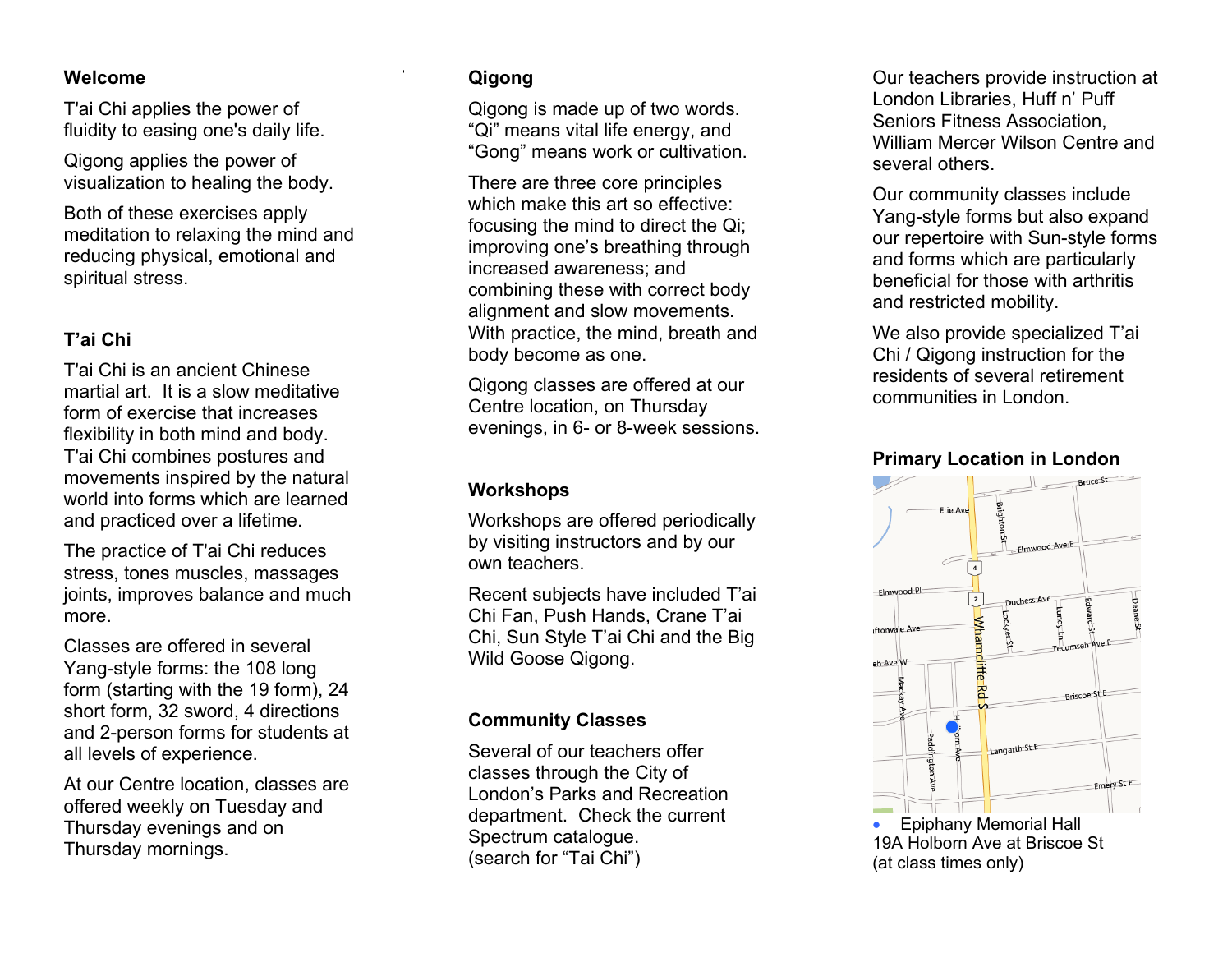## Welcome

T'ai Chi applies the power of fluidity to easing one's daily life.

Qigong applies the power of visualization to healing the body.

Both of these exercises apply meditation to relaxing the mind and reducing physical, emotional and spiritual stress.

## T'ai Chi

T'ai Chi is an ancient Chinese martial art. It is a slow meditative form of exercise that increases flexibility in both mind and body. T'ai Chi combines postures and movements inspired by the natural world into forms which are learned and practiced over a lifetime.

The practice of T'ai Chi reduces stress, tones muscles, massages joints, improves balance and much more.

Classes are offered in several Yang-style forms: the 108 long form (starting with the 19 form), 24 short form, 32 sword, 4 directions and 2-person forms for students at all levels of experience.

At our Centre location, classes are offered weekly on Tuesday and Thursday evenings and on Thursday mornings.

## Qigong

Qigong is made up of two words. “Qi” means vital life energy, and “Gong” means work or cultivation.

There are three core principles which make this art so effective: focusing the mind to direct the Qi; improving one’s breathing through increased awareness; and combining these with correct body alignment and slow movements. With practice, the mind, breath and body become as one.

Qigong classes are offered at our Centre location, on Thursday evenings, in 6- or 8-week sessions.

## Workshops

Workshops are offered periodically by visiting instructors and by our own teachers.

Recent subjects have included T’ai Chi Fan, Push Hands, Crane T’ai Chi, Sun Style T’ai Chi and the Big Wild Goose Qigong.

## Community Classes

Several of our teachers offer classes through the City of London’s Parks and Recreation department. Check the current Spectrum catalogue.
(search for “Tai Chi”)

Our teachers provide instruction at London Libraries, Huff n’ Puff Seniors Fitness Association, William Mercer Wilson Centre and several others.

Our community classes include Yang-style forms but also expand our repertoire with Sun-style forms and forms which are particularly beneficial for those with arthritis and restricted mobility.

We also provide specialized T’ai Chi / Qigong instruction for the residents of several retirement communities in London.

## Primary Location in London

- Epiphany Memorial Hall
19A Holborn Ave at Briscoe St
(at class times only)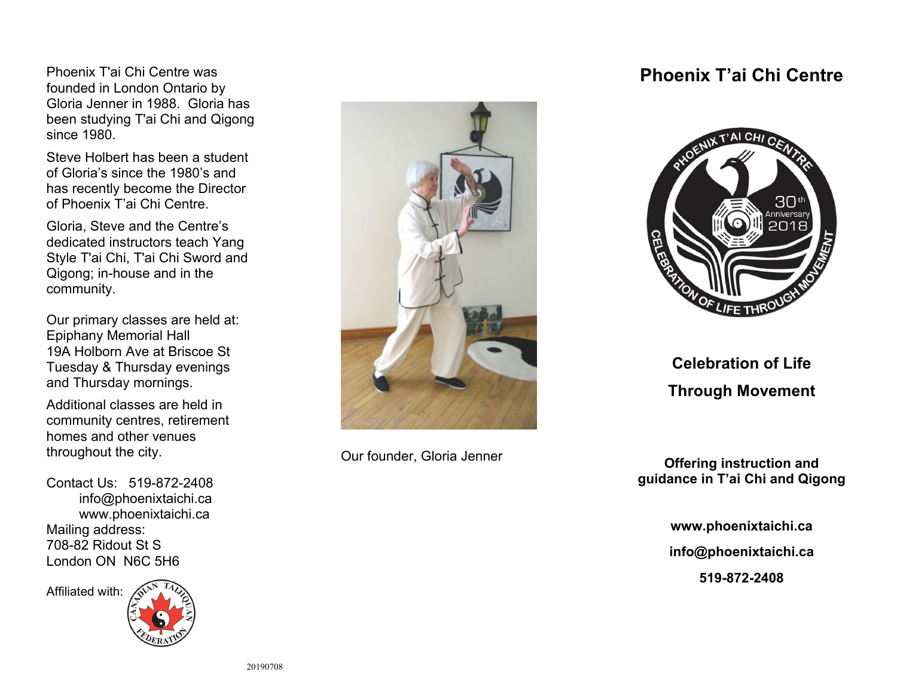Phoenix T'ai Chi Centre was founded in London Ontario by Gloria Jenner in 1988. Gloria has been studying T'ai Chi and Qigong since 1980.

Steve Holbert has been a student of Gloria's since the 1980's and has recently become the Director of Phoenix T'ai Chi Centre.

Gloria, Steve and the Centre's dedicated instructors teach Yang Style T'ai Chi, T'ai Chi Sword and Qigong; in-house and in the community.

Our primary classes are held at:
Epiphany Memorial Hall
19A Holborn Ave at Briscoe St
Tuesday & Thursday evenings and Thursday mornings.

Additional classes are held in community centres, retirement homes and other venues throughout the city.

Contact Us: 519-872-2408
info@phoenixtaichi.ca
www.phoenixtaichi.ca
Mailing address:
708-82 Ridout St S
London ON N6C 5H6

Affiliated with:

Our founder, Gloria Jenner

20190708

# Phoenix T'ai Chi Centre

## Celebration of Life

## Through Movement

**Offering instruction and guidance in T'ai Chi and Qigong**

**www.phoenixtaichi.ca**

**info@phoenixtaichi.ca**

**519-872-2408**